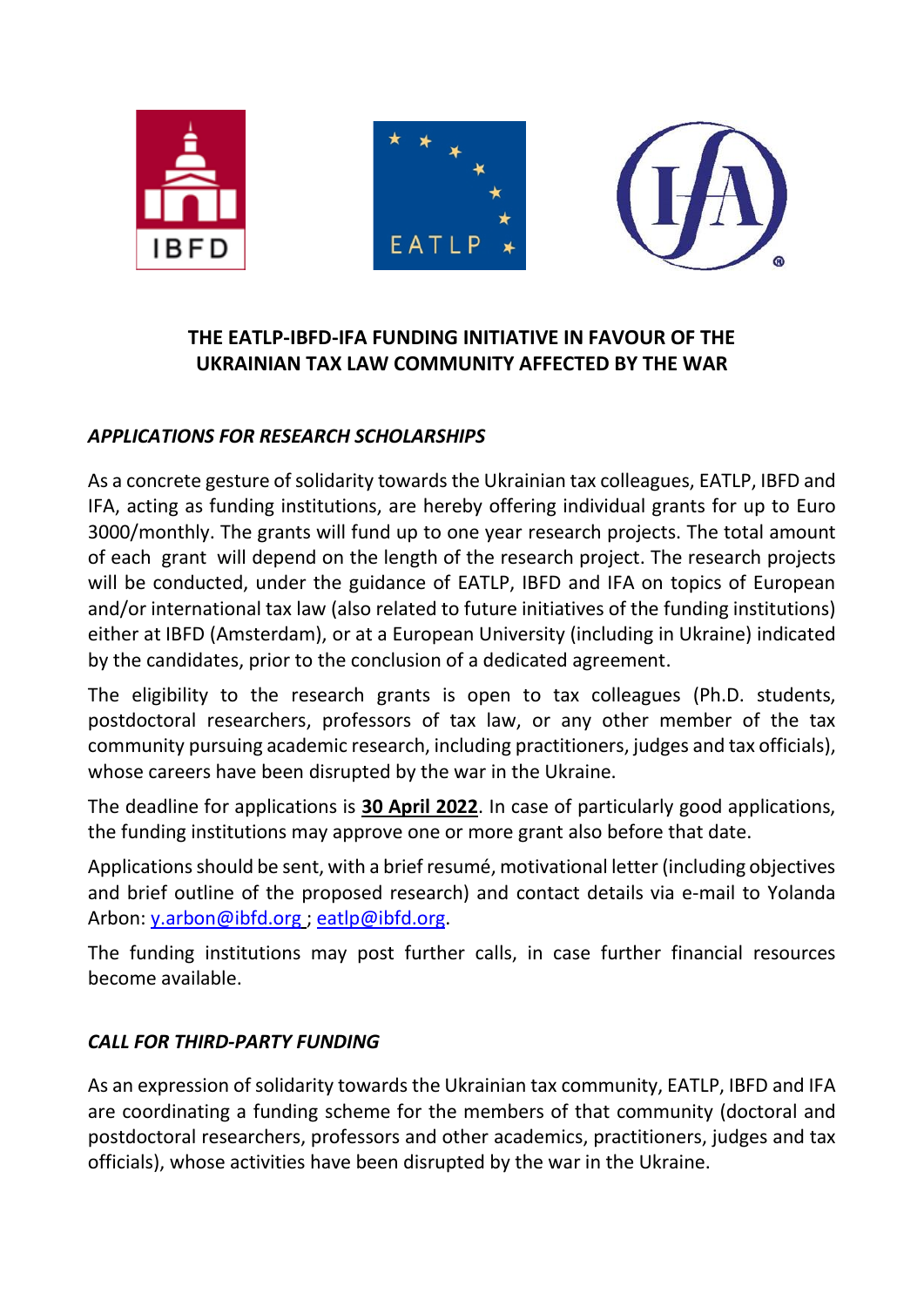**THE EATLP-IBFD-IFA FUNDING INITIATIVE IN FAVOUR OF THE UKRAINIAN TAX LAW COMMUNITY AFFECTED BY THE WAR**

***APPLICATIONS FOR RESEARCH SCHOLARSHIPS***

As a concrete gesture of solidarity towards the Ukrainian tax colleagues, EATLP, IBFD and IFA, acting as funding institutions, are hereby offering individual grants for up to Euro 3000/monthly. The grants will fund up to one year research projects. The total amount of each grant will depend on the length of the research project. The research projects will be conducted, under the guidance of EATLP, IBFD and IFA on topics of European and/or international tax law (also related to future initiatives of the funding institutions) either at IBFD (Amsterdam), or at a European University (including in Ukraine) indicated by the candidates, prior to the conclusion of a dedicated agreement.

The eligibility to the research grants is open to tax colleagues (Ph.D. students, postdoctoral researchers, professors of tax law, or any other member of the tax community pursuing academic research, including practitioners, judges and tax officials), whose careers have been disrupted by the war in the Ukraine.

The deadline for applications is **30 April 2022**. In case of particularly good applications, the funding institutions may approve one or more grant also before that date.

Applications should be sent, with a brief resumé, motivational letter (including objectives and brief outline of the proposed research) and contact details via e-mail to Yolanda Arbon: y.arbon@ibfd.org ; eatlp@ibfd.org.

The funding institutions may post further calls, in case further financial resources become available.

***CALL FOR THIRD-PARTY FUNDING***

As an expression of solidarity towards the Ukrainian tax community, EATLP, IBFD and IFA are coordinating a funding scheme for the members of that community (doctoral and postdoctoral researchers, professors and other academics, practitioners, judges and tax officials), whose activities have been disrupted by the war in the Ukraine.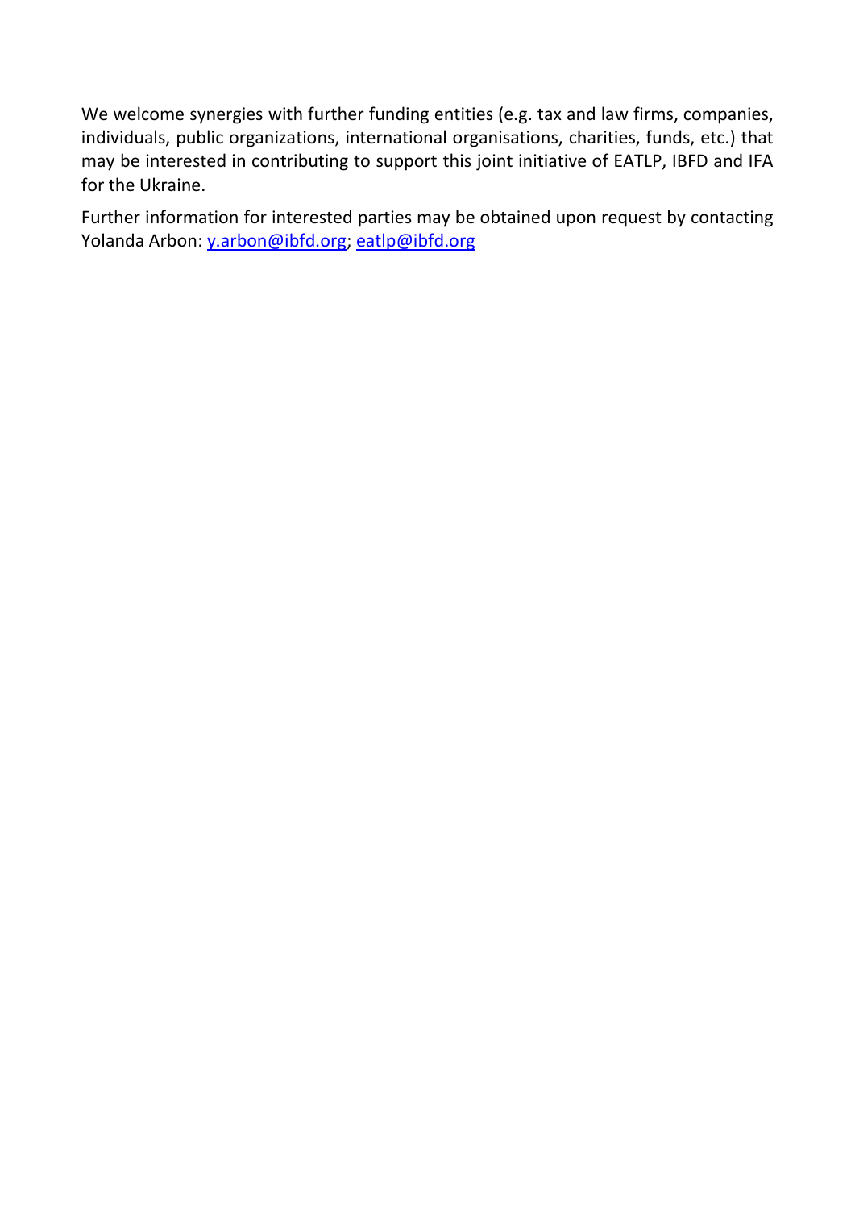We welcome synergies with further funding entities (e.g. tax and law firms, companies, individuals, public organizations, international organisations, charities, funds, etc.) that may be interested in contributing to support this joint initiative of EATLP, IBFD and IFA for the Ukraine.

Further information for interested parties may be obtained upon request by contacting Yolanda Arbon: [y.arbon@ibfd.org](mailto:y.arbon@ibfd.org); [eatlp@ibfd.org](mailto:eatlp@ibfd.org)